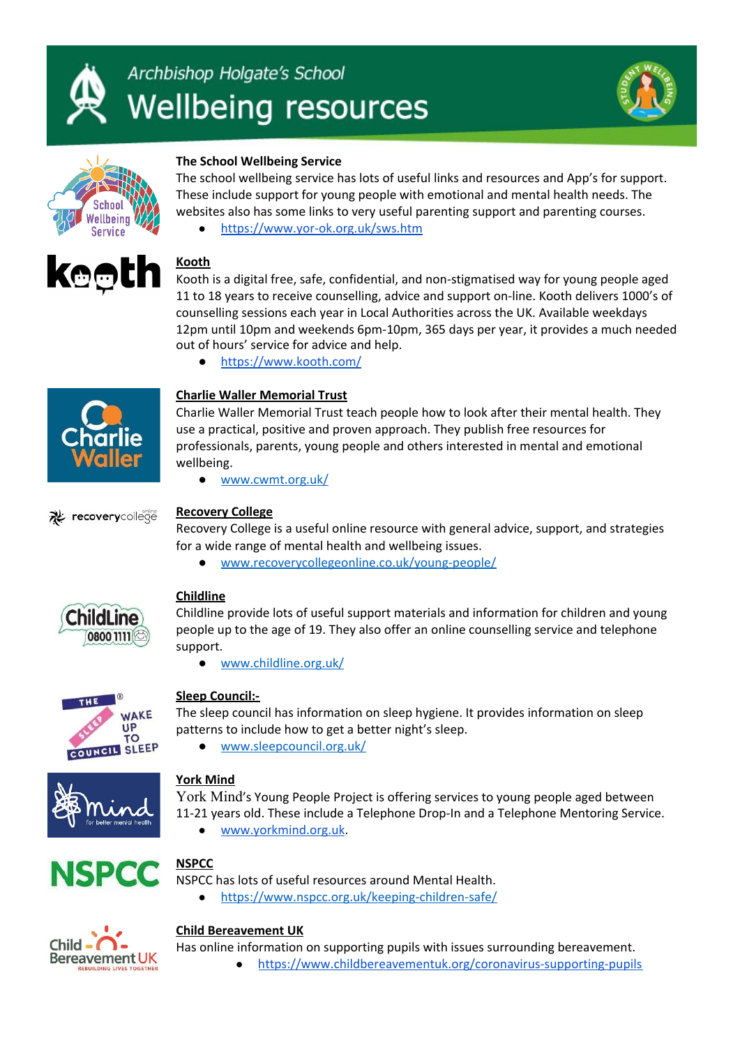# Archbishop Holgate's School
# Wellbeing resources

**The School Wellbeing Service**

The school wellbeing service has lots of useful links and resources and App's for support. These include support for young people with emotional and mental health needs. The websites also has some links to very useful parenting support and parenting courses.

- https://www.yor-ok.org.uk/sws.htm

**Kooth**

Kooth is a digital free, safe, confidential, and non-stigmatised way for young people aged 11 to 18 years to receive counselling, advice and support on-line. Kooth delivers 1000's of counselling sessions each year in Local Authorities across the UK. Available weekdays 12pm until 10pm and weekends 6pm-10pm, 365 days per year, it provides a much needed out of hours' service for advice and help.

- https://www.kooth.com/

**Charlie Waller Memorial Trust**

Charlie Waller Memorial Trust teach people how to look after their mental health. They use a practical, positive and proven approach. They publish free resources for professionals, parents, young people and others interested in mental and emotional wellbeing.

- www.cwmt.org.uk/

**Recovery College**

Recovery College is a useful online resource with general advice, support, and strategies for a wide range of mental health and wellbeing issues.

- www.recoverycollegeonline.co.uk/young-people/

**Childline**

Childline provide lots of useful support materials and information for children and young people up to the age of 19. They also offer an online counselling service and telephone support.

- www.childline.org.uk/

**Sleep Council:-**

The sleep council has information on sleep hygiene. It provides information on sleep patterns to include how to get a better night's sleep.

- www.sleepcouncil.org.uk/

**York Mind**

York Mind's Young People Project is offering services to young people aged between 11-21 years old. These include a Telephone Drop-In and a Telephone Mentoring Service.

- www.yorkmind.org.uk.

**NSPCC**

NSPCC has lots of useful resources around Mental Health.

- https://www.nspcc.org.uk/keeping-children-safe/

**Child Bereavement UK**

Has online information on supporting pupils with issues surrounding bereavement.

- https://www.childbereavementuk.org/coronavirus-supporting-pupils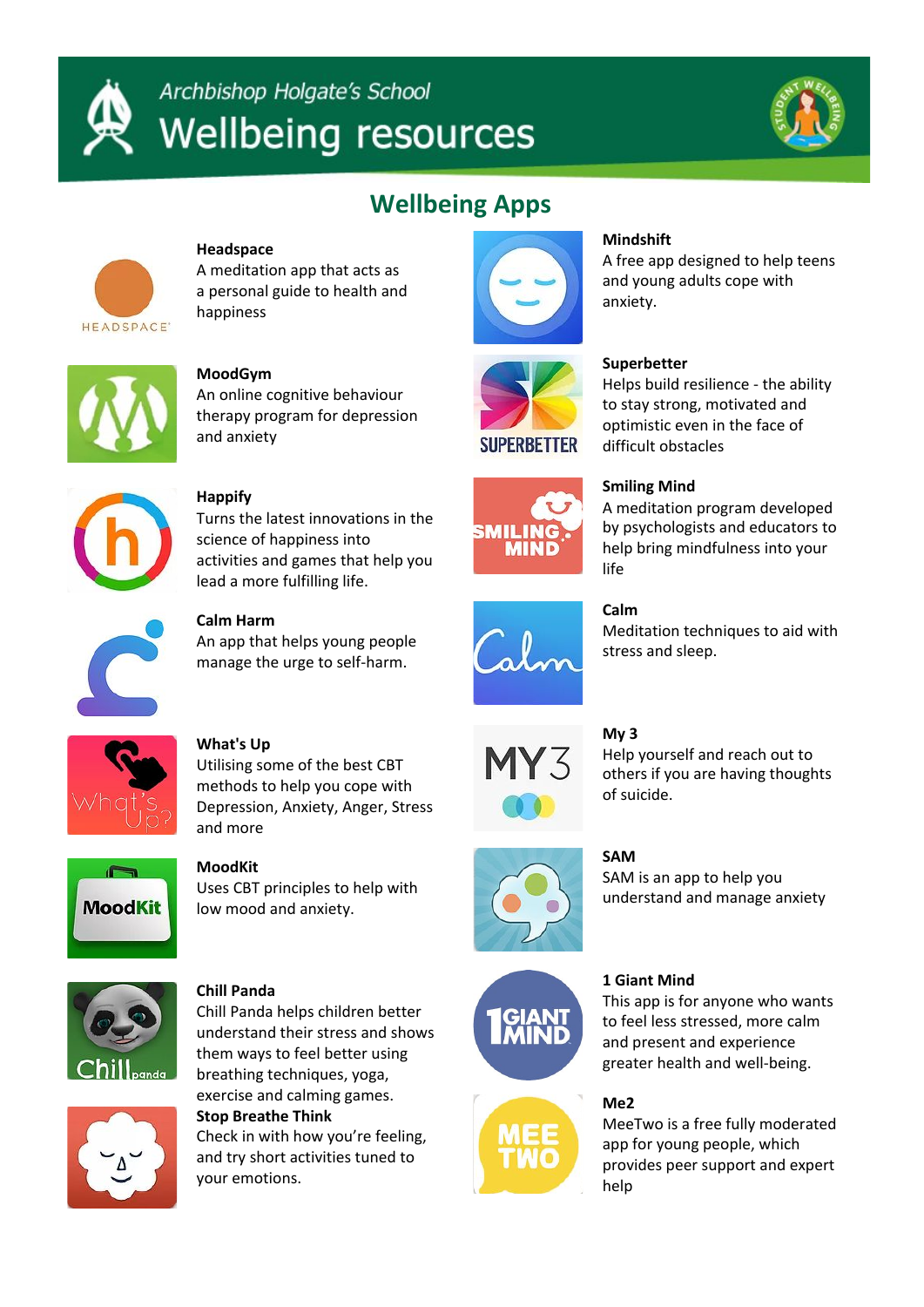Archbishop Holgate's School

# Wellbeing resources

## Wellbeing Apps

**Headspace**
A meditation app that acts as a personal guide to health and happiness

**MoodGym**
An online cognitive behaviour therapy program for depression and anxiety

**Happify**
Turns the latest innovations in the science of happiness into activities and games that help you lead a more fulfilling life.

**Calm Harm**
An app that helps young people manage the urge to self-harm.

**What's Up**
Utilising some of the best CBT methods to help you cope with Depression, Anxiety, Anger, Stress and more

**MoodKit**
Uses CBT principles to help with low mood and anxiety.

**Chill Panda**
Chill Panda helps children better understand their stress and shows them ways to feel better using breathing techniques, yoga, exercise and calming games.

**Stop Breathe Think**
Check in with how you're feeling, and try short activities tuned to your emotions.

**Mindshift**
A free app designed to help teens and young adults cope with anxiety.

**Superbetter**
Helps build resilience - the ability to stay strong, motivated and optimistic even in the face of difficult obstacles

**Smiling Mind**
A meditation program developed by psychologists and educators to help bring mindfulness into your life

**Calm**
Meditation techniques to aid with stress and sleep.

**My 3**
Help yourself and reach out to others if you are having thoughts of suicide.

**SAM**
SAM is an app to help you understand and manage anxiety

**1 Giant Mind**
This app is for anyone who wants to feel less stressed, more calm and present and experience greater health and well-being.

**Me2**
MeeTwo is a free fully moderated app for young people, which provides peer support and expert help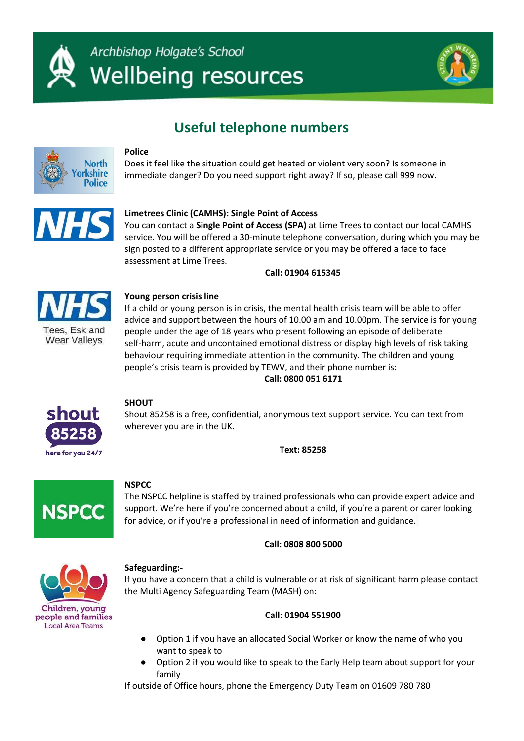Archbishop Holgate's School

# Wellbeing resources

## Useful telephone numbers

**Police**

Does it feel like the situation could get heated or violent very soon? Is someone in immediate danger? Do you need support right away? If so, please call 999 now.

**Limetrees Clinic (CAMHS): Single Point of Access**

You can contact a **Single Point of Access (SPA)** at Lime Trees to contact our local CAMHS service. You will be offered a 30-minute telephone conversation, during which you may be sign posted to a different appropriate service or you may be offered a face to face assessment at Lime Trees.

**Call: 01904 615345**

**Young person crisis line**

If a child or young person is in crisis, the mental health crisis team will be able to offer advice and support between the hours of 10.00 am and 10.00pm. The service is for young people under the age of 18 years who present following an episode of deliberate self-harm, acute and uncontained emotional distress or display high levels of risk taking behaviour requiring immediate attention in the community. The children and young people's crisis team is provided by TEWV, and their phone number is:

**Call: 0800 051 6171**

**SHOUT**

Shout 85258 is a free, confidential, anonymous text support service. You can text from wherever you are in the UK.

**Text: 85258**

**NSPCC**

The NSPCC helpline is staffed by trained professionals who can provide expert advice and support. We're here if you're concerned about a child, if you're a parent or carer looking for advice, or if you're a professional in need of information and guidance.

**Call: 0808 800 5000**

**Safeguarding:-**

If you have a concern that a child is vulnerable or at risk of significant harm please contact the Multi Agency Safeguarding Team (MASH) on:

**Call: 01904 551900**

- Option 1 if you have an allocated Social Worker or know the name of who you want to speak to
- Option 2 if you would like to speak to the Early Help team about support for your family

If outside of Office hours, phone the Emergency Duty Team on 01609 780 780